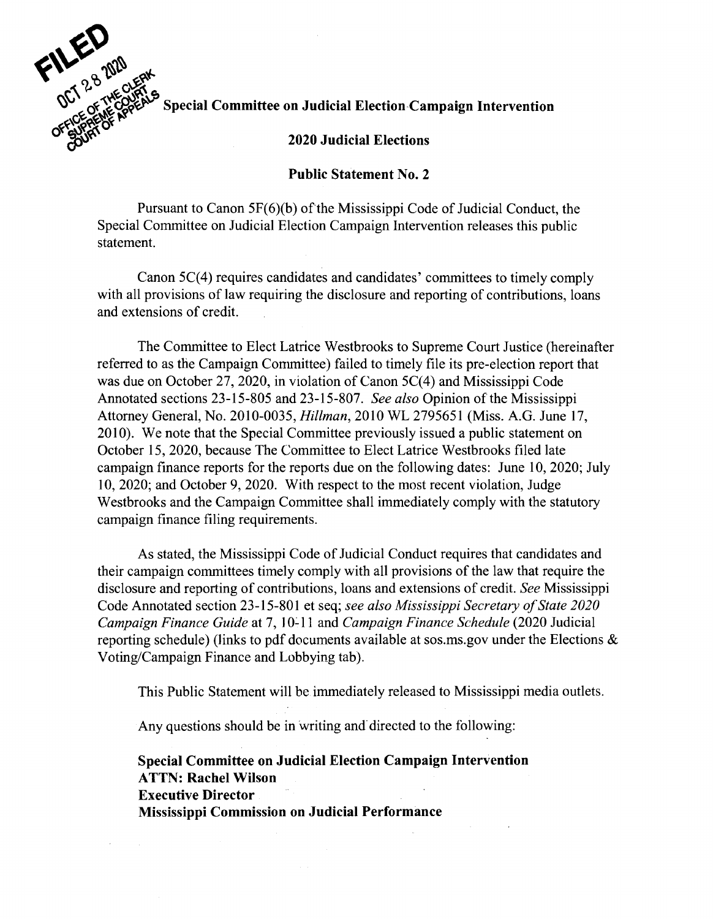FILED
OCT 28 2020
OFFICE OF THE CLERK
SUPREME COURT
COURT OF APPEALS

**Special Committee on Judicial Election Campaign Intervention**

**2020 Judicial Elections**

**Public Statement No. 2**

Pursuant to Canon 5F(6)(b) of the Mississippi Code of Judicial Conduct, the Special Committee on Judicial Election Campaign Intervention releases this public statement.

Canon 5C(4) requires candidates and candidates' committees to timely comply with all provisions of law requiring the disclosure and reporting of contributions, loans and extensions of credit.

The Committee to Elect Latrice Westbrooks to Supreme Court Justice (hereinafter referred to as the Campaign Committee) failed to timely file its pre-election report that was due on October 27, 2020, in violation of Canon 5C(4) and Mississippi Code Annotated sections 23-15-805 and 23-15-807. *See also* Opinion of the Mississippi Attorney General, No. 2010-0035, *Hillman*, 2010 WL 2795651 (Miss. A.G. June 17, 2010). We note that the Special Committee previously issued a public statement on October 15, 2020, because The Committee to Elect Latrice Westbrooks filed late campaign finance reports for the reports due on the following dates: June 10, 2020; July 10, 2020; and October 9, 2020. With respect to the most recent violation, Judge Westbrooks and the Campaign Committee shall immediately comply with the statutory campaign finance filing requirements.

As stated, the Mississippi Code of Judicial Conduct requires that candidates and their campaign committees timely comply with all provisions of the law that require the disclosure and reporting of contributions, loans and extensions of credit. *See* Mississippi Code Annotated section 23-15-801 et seq; *see also Mississippi Secretary of State 2020 Campaign Finance Guide* at 7, 10-11 and *Campaign Finance Schedule* (2020 Judicial reporting schedule) (links to pdf documents available at sos.ms.gov under the Elections & Voting/Campaign Finance and Lobbying tab).

This Public Statement will be immediately released to Mississippi media outlets.

Any questions should be in writing and directed to the following:

**Special Committee on Judicial Election Campaign Intervention**
**ATTN: Rachel Wilson**
**Executive Director**
**Mississippi Commission on Judicial Performance**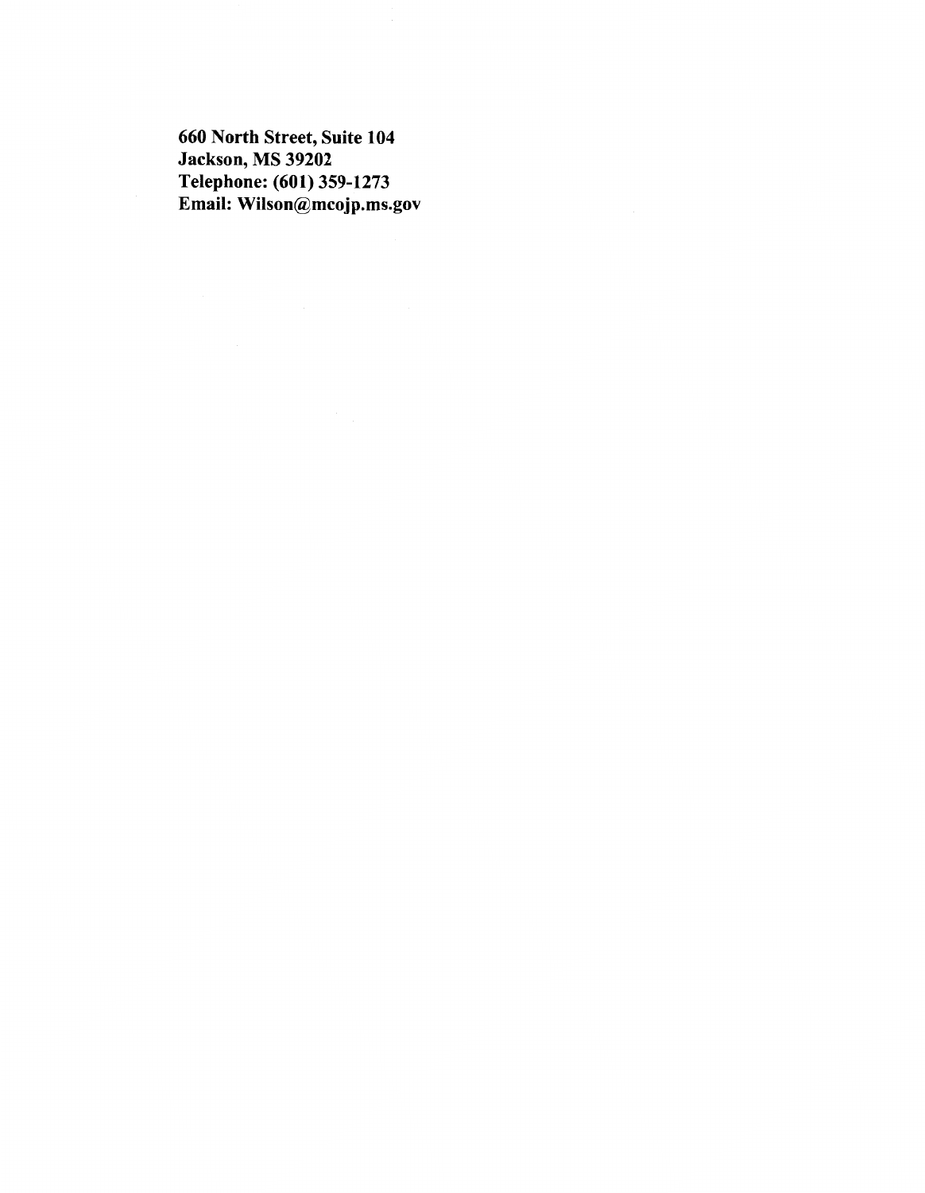**660 North Street, Suite 104**
**Jackson, MS 39202**
**Telephone: (601) 359-1273**
**Email: Wilson@mcojp.ms.gov**